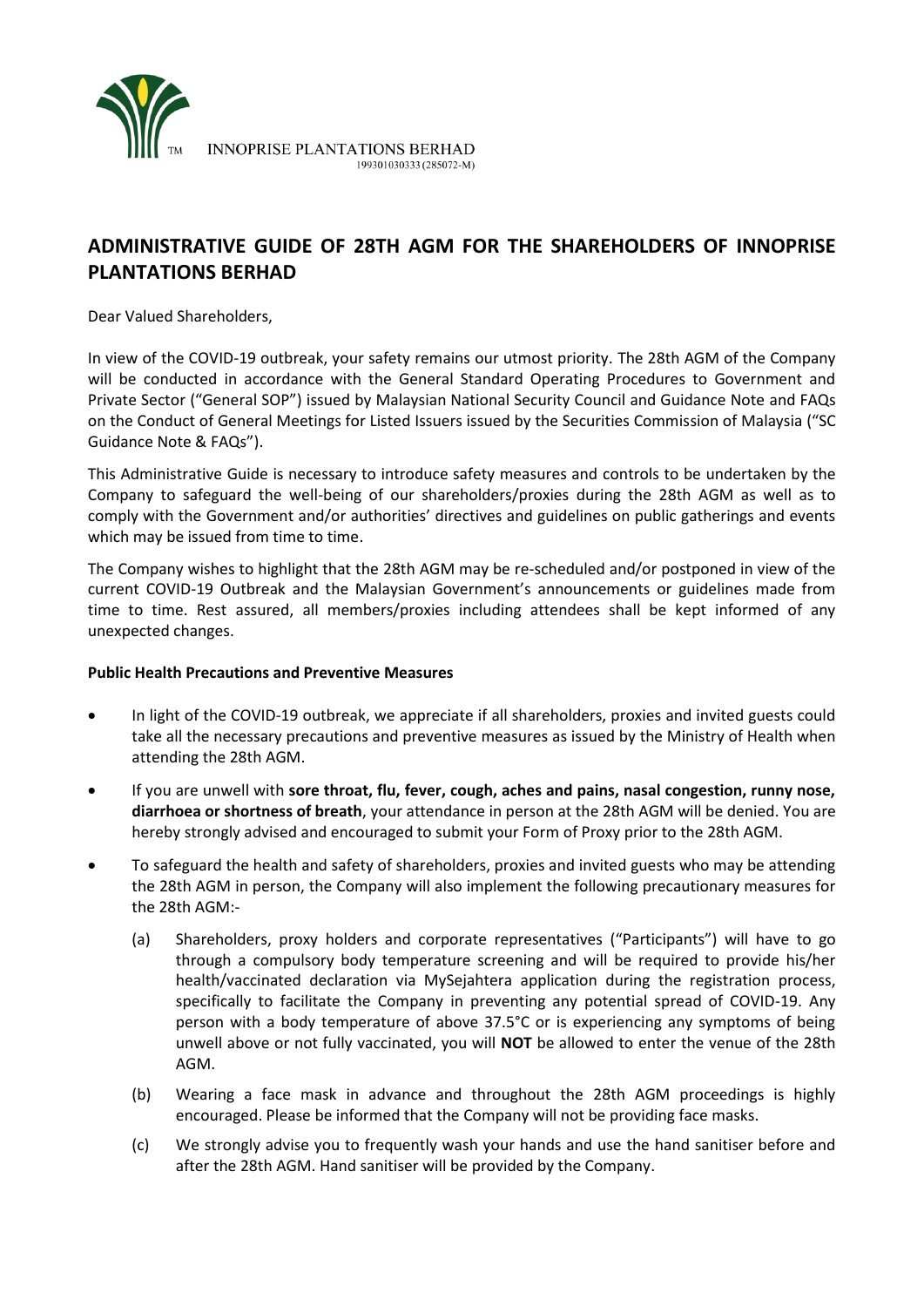INNOPRISE PLANTATIONS BERHAD
199301030333 (285072-M)

# ADMINISTRATIVE GUIDE OF 28TH AGM FOR THE SHAREHOLDERS OF INNOPRISE PLANTATIONS BERHAD

Dear Valued Shareholders,

In view of the COVID-19 outbreak, your safety remains our utmost priority. The 28th AGM of the Company will be conducted in accordance with the General Standard Operating Procedures to Government and Private Sector ("General SOP") issued by Malaysian National Security Council and Guidance Note and FAQs on the Conduct of General Meetings for Listed Issuers issued by the Securities Commission of Malaysia ("SC Guidance Note & FAQs").

This Administrative Guide is necessary to introduce safety measures and controls to be undertaken by the Company to safeguard the well-being of our shareholders/proxies during the 28th AGM as well as to comply with the Government and/or authorities' directives and guidelines on public gatherings and events which may be issued from time to time.

The Company wishes to highlight that the 28th AGM may be re-scheduled and/or postponed in view of the current COVID-19 Outbreak and the Malaysian Government's announcements or guidelines made from time to time. Rest assured, all members/proxies including attendees shall be kept informed of any unexpected changes.

**Public Health Precautions and Preventive Measures**

- In light of the COVID-19 outbreak, we appreciate if all shareholders, proxies and invited guests could take all the necessary precautions and preventive measures as issued by the Ministry of Health when attending the 28th AGM.
- If you are unwell with **sore throat, flu, fever, cough, aches and pains, nasal congestion, runny nose, diarrhoea or shortness of breath**, your attendance in person at the 28th AGM will be denied. You are hereby strongly advised and encouraged to submit your Form of Proxy prior to the 28th AGM.
- To safeguard the health and safety of shareholders, proxies and invited guests who may be attending the 28th AGM in person, the Company will also implement the following precautionary measures for the 28th AGM:-

  (a) Shareholders, proxy holders and corporate representatives ("Participants") will have to go through a compulsory body temperature screening and will be required to provide his/her health/vaccinated declaration via MySejahtera application during the registration process, specifically to facilitate the Company in preventing any potential spread of COVID-19. Any person with a body temperature of above 37.5°C or is experiencing any symptoms of being unwell above or not fully vaccinated, you will **NOT** be allowed to enter the venue of the 28th AGM.

  (b) Wearing a face mask in advance and throughout the 28th AGM proceedings is highly encouraged. Please be informed that the Company will not be providing face masks.

  (c) We strongly advise you to frequently wash your hands and use the hand sanitiser before and after the 28th AGM. Hand sanitiser will be provided by the Company.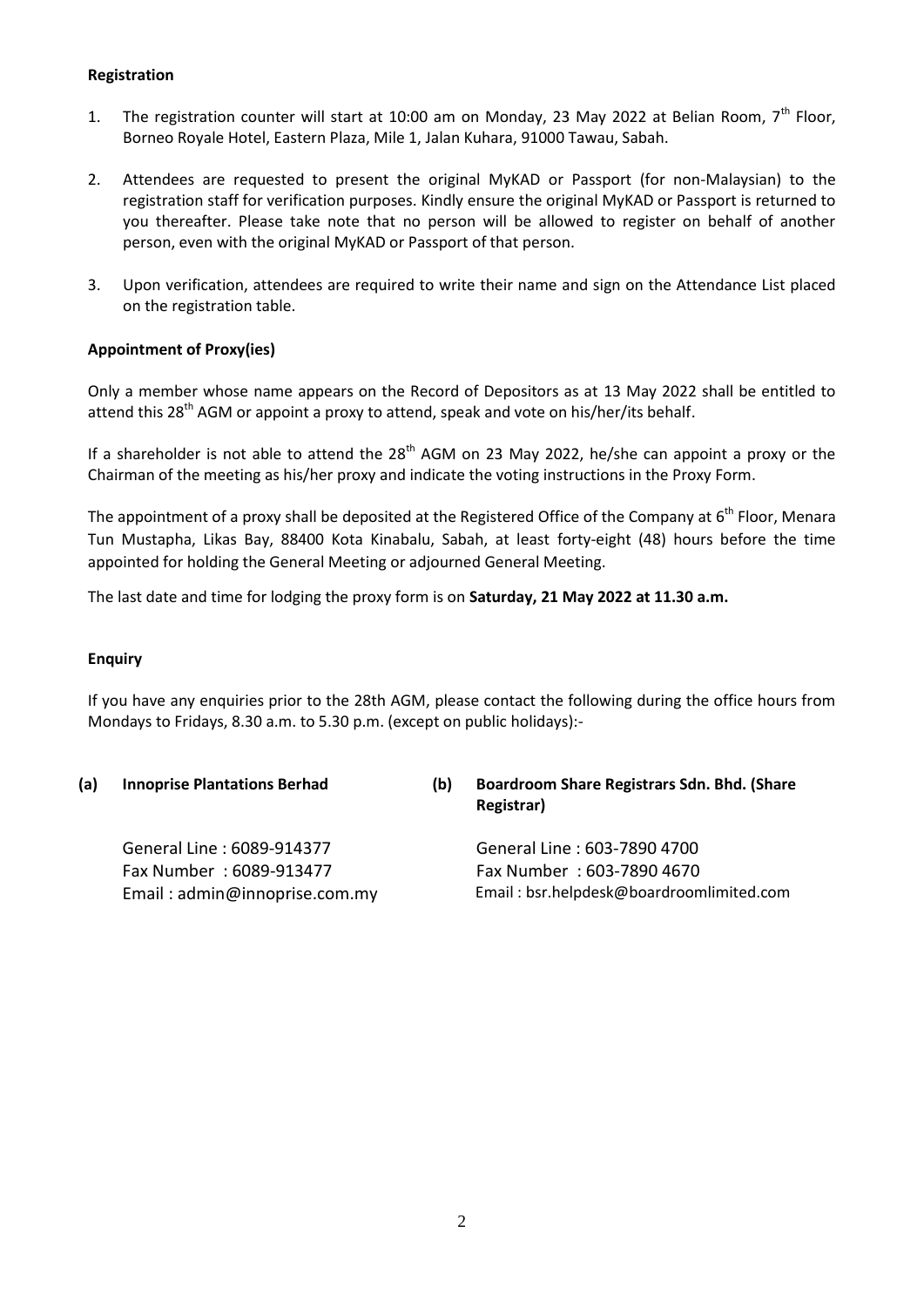**Registration**

1. The registration counter will start at 10:00 am on Monday, 23 May 2022 at Belian Room, 7th Floor, Borneo Royale Hotel, Eastern Plaza, Mile 1, Jalan Kuhara, 91000 Tawau, Sabah.

2. Attendees are requested to present the original MyKAD or Passport (for non-Malaysian) to the registration staff for verification purposes. Kindly ensure the original MyKAD or Passport is returned to you thereafter. Please take note that no person will be allowed to register on behalf of another person, even with the original MyKAD or Passport of that person.

3. Upon verification, attendees are required to write their name and sign on the Attendance List placed on the registration table.

**Appointment of Proxy(ies)**

Only a member whose name appears on the Record of Depositors as at 13 May 2022 shall be entitled to attend this 28th AGM or appoint a proxy to attend, speak and vote on his/her/its behalf.

If a shareholder is not able to attend the 28th AGM on 23 May 2022, he/she can appoint a proxy or the Chairman of the meeting as his/her proxy and indicate the voting instructions in the Proxy Form.

The appointment of a proxy shall be deposited at the Registered Office of the Company at 6th Floor, Menara Tun Mustapha, Likas Bay, 88400 Kota Kinabalu, Sabah, at least forty-eight (48) hours before the time appointed for holding the General Meeting or adjourned General Meeting.

The last date and time for lodging the proxy form is on **Saturday, 21 May 2022 at 11.30 a.m.**

**Enquiry**

If you have any enquiries prior to the 28th AGM, please contact the following during the office hours from Mondays to Fridays, 8.30 a.m. to 5.30 p.m. (except on public holidays):-

**(a) Innoprise Plantations Berhad**

General Line : 6089-914377
Fax Number : 6089-913477
Email : admin@innoprise.com.my

**(b) Boardroom Share Registrars Sdn. Bhd. (Share Registrar)**

General Line : 603-7890 4700
Fax Number : 603-7890 4670
Email : bsr.helpdesk@boardroomlimited.com